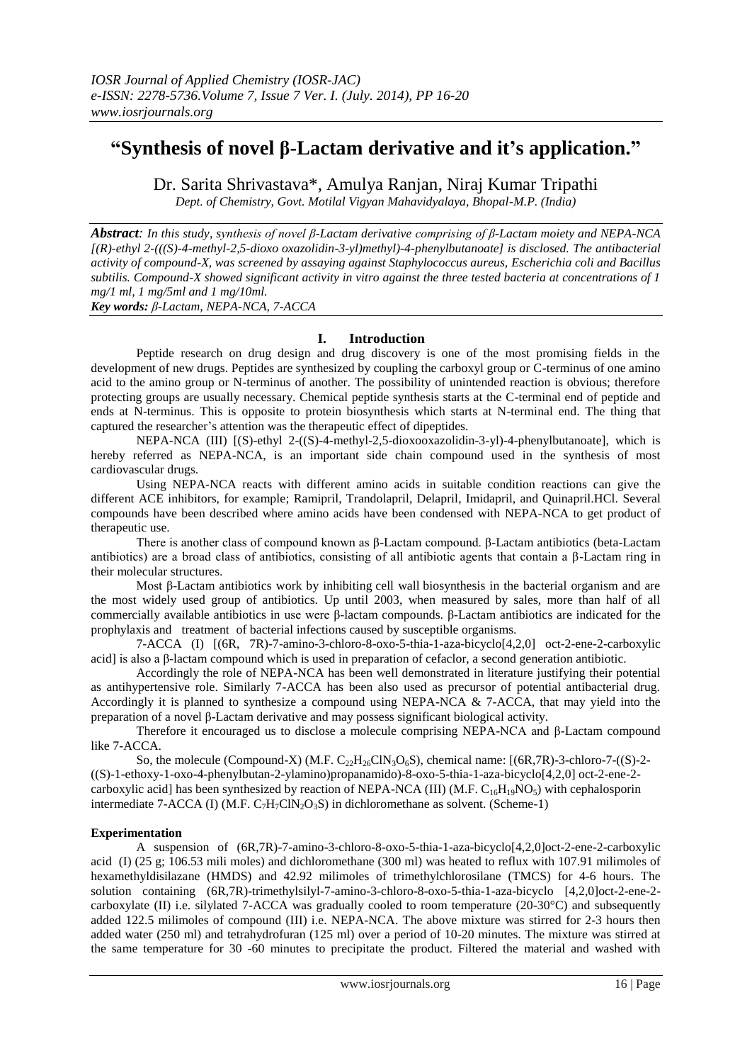# "Synthesis of novel β-Lactam derivative and it's application."

Dr. Sarita Shrivastava*, Amulya Ranjan, Niraj Kumar Tripathi

*Dept. of Chemistry, Govt. Motilal Vigyan Mahavidyalaya, Bhopal-M.P. (India)*

***Abstract**: In this study, synthesis of novel β-Lactam derivative comprising of β-Lactam moiety and NEPA-NCA [(R)-ethyl 2-(((S)-4-methyl-2,5-dioxo oxazolidin-3-yl)methyl)-4-phenylbutanoate] is disclosed. The antibacterial activity of compound-X, was screened by assaying against Staphylococcus aureus, Escherichia coli and Bacillus subtilis. Compound-X showed significant activity in vitro against the three tested bacteria at concentrations of 1 mg/1 ml, 1 mg/5ml and 1 mg/10ml.*

***Key words:** β-Lactam, NEPA-NCA, 7-ACCA*

## I. Introduction

Peptide research on drug design and drug discovery is one of the most promising fields in the development of new drugs. Peptides are synthesized by coupling the carboxyl group or C-terminus of one amino acid to the amino group or N-terminus of another. The possibility of unintended reaction is obvious; therefore protecting groups are usually necessary. Chemical peptide synthesis starts at the C-terminal end of peptide and ends at N-terminus. This is opposite to protein biosynthesis which starts at N-terminal end. The thing that captured the researcher's attention was the therapeutic effect of dipeptides.

NEPA-NCA (III) [(S)-ethyl 2-((S)-4-methyl-2,5-dioxooxazolidin-3-yl)-4-phenylbutanoate], which is hereby referred as NEPA-NCA, is an important side chain compound used in the synthesis of most cardiovascular drugs.

Using NEPA-NCA reacts with different amino acids in suitable condition reactions can give the different ACE inhibitors, for example; Ramipril, Trandolapril, Delapril, Imidapril, and Quinapril.HCl. Several compounds have been described where amino acids have been condensed with NEPA-NCA to get product of therapeutic use.

There is another class of compound known as β-Lactam compound. β-Lactam antibiotics (beta-Lactam antibiotics) are a broad class of antibiotics, consisting of all antibiotic agents that contain a β-Lactam ring in their molecular structures.

Most β-Lactam antibiotics work by inhibiting cell wall biosynthesis in the bacterial organism and are the most widely used group of antibiotics. Up until 2003, when measured by sales, more than half of all commercially available antibiotics in use were β-lactam compounds. β-Lactam antibiotics are indicated for the prophylaxis and treatment of bacterial infections caused by susceptible organisms.

7-ACCA (I) [(6R, 7R)-7-amino-3-chloro-8-oxo-5-thia-1-aza-bicyclo[4,2,0] oct-2-ene-2-carboxylic acid] is also a β-lactam compound which is used in preparation of cefaclor, a second generation antibiotic.

Accordingly the role of NEPA-NCA has been well demonstrated in literature justifying their potential as antihypertensive role. Similarly 7-ACCA has been also used as precursor of potential antibacterial drug. Accordingly it is planned to synthesize a compound using NEPA-NCA & 7-ACCA, that may yield into the preparation of a novel β-Lactam derivative and may possess significant biological activity.

Therefore it encouraged us to disclose a molecule comprising NEPA-NCA and β-Lactam compound like 7-ACCA.

So, the molecule (Compound-X) (M.F. $C_{22}H_{26}ClN_3O_6S$), chemical name: [(6R,7R)-3-chloro-7-((S)-2-((S)-1-ethoxy-1-oxo-4-phenylbutan-2-ylamino)propanamido)-8-oxo-5-thia-1-aza-bicyclo[4,2,0] oct-2-ene-2-carboxylic acid] has been synthesized by reaction of NEPA-NCA (III) (M.F. $C_{16}H_{19}NO_5$) with cephalosporin intermediate 7-ACCA (I) (M.F. $C_7H_7ClN_2O_3S$) in dichloromethane as solvent. (Scheme-1)

### Experimentation

A suspension of (6R,7R)-7-amino-3-chloro-8-oxo-5-thia-1-aza-bicyclo[4,2,0]oct-2-ene-2-carboxylic acid (I) (25 g; 106.53 mili moles) and dichloromethane (300 ml) was heated to reflux with 107.91 milimoles of hexamethyldisilazane (HMDS) and 42.92 milimoles of trimethylchlorosilane (TMCS) for 4-6 hours. The solution containing (6R,7R)-trimethylsilyl-7-amino-3-chloro-8-oxo-5-thia-1-aza-bicyclo [4,2,0]oct-2-ene-2-carboxylate (II) i.e. silylated 7-ACCA was gradually cooled to room temperature (20-30°C) and subsequently added 122.5 milimoles of compound (III) i.e. NEPA-NCA. The above mixture was stirred for 2-3 hours then added water (250 ml) and tetrahydrofuran (125 ml) over a period of 10-20 minutes. The mixture was stirred at the same temperature for 30 -60 minutes to precipitate the product. Filtered the material and washed with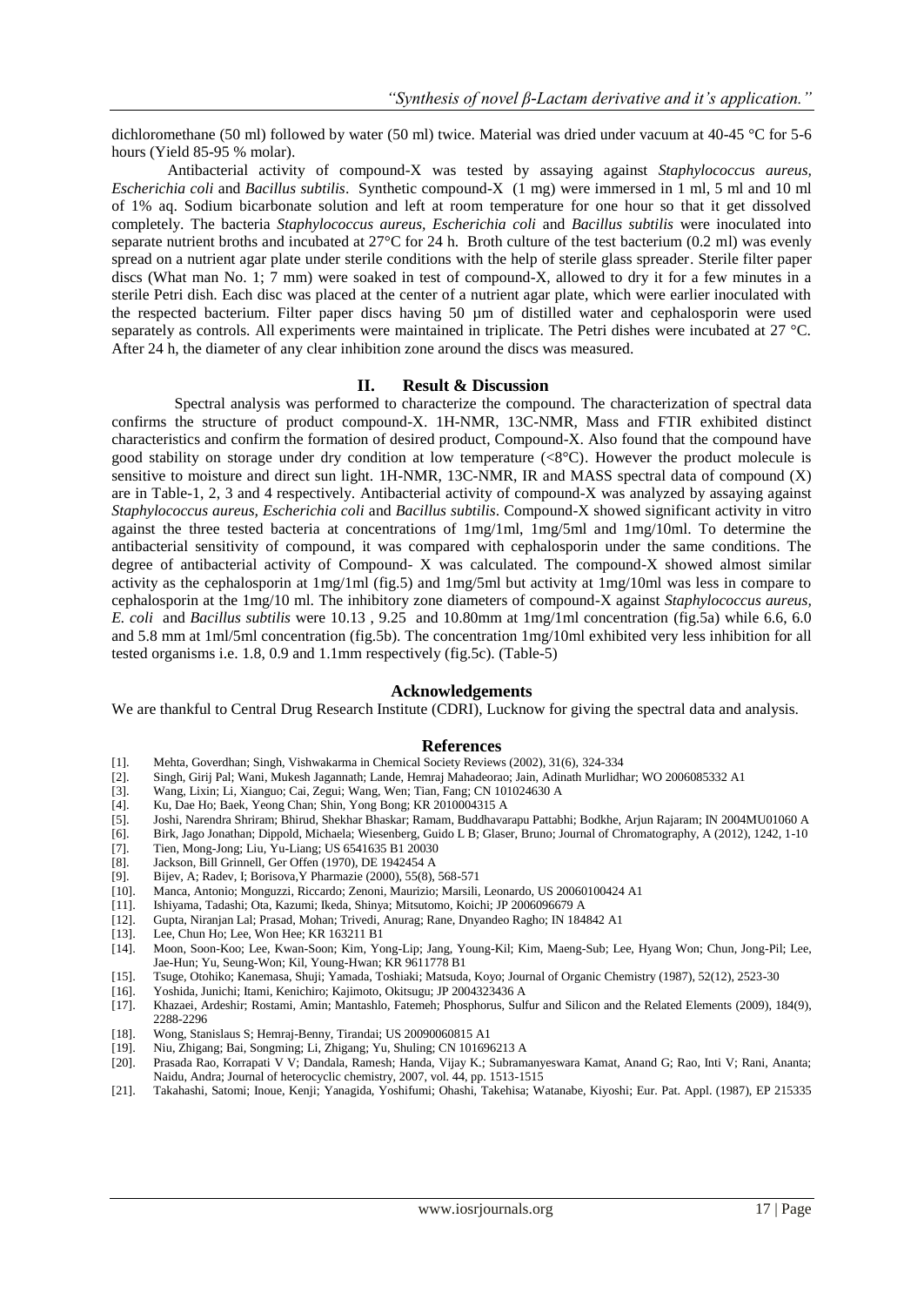dichloromethane (50 ml) followed by water (50 ml) twice. Material was dried under vacuum at 40-45 °C for 5-6 hours (Yield 85-95 % molar).

Antibacterial activity of compound-X was tested by assaying against *Staphylococcus aureus, Escherichia coli* and *Bacillus subtilis*. Synthetic compound-X (1 mg) were immersed in 1 ml, 5 ml and 10 ml of 1% aq. Sodium bicarbonate solution and left at room temperature for one hour so that it get dissolved completely. The bacteria *Staphylococcus aureus, Escherichia coli* and *Bacillus subtilis* were inoculated into separate nutrient broths and incubated at 27°C for 24 h. Broth culture of the test bacterium (0.2 ml) was evenly spread on a nutrient agar plate under sterile conditions with the help of sterile glass spreader. Sterile filter paper discs (What man No. 1; 7 mm) were soaked in test of compound-X, allowed to dry it for a few minutes in a sterile Petri dish. Each disc was placed at the center of a nutrient agar plate, which were earlier inoculated with the respected bacterium. Filter paper discs having 50 µm of distilled water and cephalosporin were used separately as controls. All experiments were maintained in triplicate. The Petri dishes were incubated at 27 °C. After 24 h, the diameter of any clear inhibition zone around the discs was measured.

## II. Result & Discussion

Spectral analysis was performed to characterize the compound. The characterization of spectral data confirms the structure of product compound-X. 1H-NMR, 13C-NMR, Mass and FTIR exhibited distinct characteristics and confirm the formation of desired product, Compound-X. Also found that the compound have good stability on storage under dry condition at low temperature (<8°C). However the product molecule is sensitive to moisture and direct sun light. 1H-NMR, 13C-NMR, IR and MASS spectral data of compound (X) are in Table-1, 2, 3 and 4 respectively. Antibacterial activity of compound-X was analyzed by assaying against *Staphylococcus aureus, Escherichia coli* and *Bacillus subtilis*. Compound-X showed significant activity in vitro against the three tested bacteria at concentrations of 1mg/1ml, 1mg/5ml and 1mg/10ml. To determine the antibacterial sensitivity of compound, it was compared with cephalosporin under the same conditions. The degree of antibacterial activity of Compound- X was calculated. The compound-X showed almost similar activity as the cephalosporin at 1mg/1ml (fig.5) and 1mg/5ml but activity at 1mg/10ml was less in compare to cephalosporin at the 1mg/10 ml. The inhibitory zone diameters of compound-X against *Staphylococcus aureus, E. coli* and *Bacillus subtilis* were 10.13 , 9.25 and 10.80mm at 1mg/1ml concentration (fig.5a) while 6.6, 6.0 and 5.8 mm at 1ml/5ml concentration (fig.5b). The concentration 1mg/10ml exhibited very less inhibition for all tested organisms i.e. 1.8, 0.9 and 1.1mm respectively (fig.5c). (Table-5)

### Acknowledgements

We are thankful to Central Drug Research Institute (CDRI), Lucknow for giving the spectral data and analysis.

### References

[1]. Mehta, Goverdhan; Singh, Vishwakarma in Chemical Society Reviews (2002), 31(6), 324-334
[2]. Singh, Girij Pal; Wani, Mukesh Jagannath; Lande, Hemraj Mahadeorao; Jain, Adinath Murlidhar; WO 2006085332 A1
[3]. Wang, Lixin; Li, Xianguo; Cai, Zegui; Wang, Wen; Tian, Fang; CN 101024630 A
[4]. Ku, Dae Ho; Baek, Yeong Chan; Shin, Yong Bong; KR 2010004315 A
[5]. Joshi, Narendra Shriram; Bhirud, Shekhar Bhaskar; Ramam, Buddhavarapu Pattabhi; Bodkhe, Arjun Rajaram; IN 2004MU01060 A
[6]. Birk, Jago Jonathan; Dippold, Michaela; Wiesenberg, Guido L B; Glaser, Bruno; Journal of Chromatography, A (2012), 1242, 1-10
[7]. Tien, Mong-Jong; Liu, Yu-Liang; US 6541635 B1 20030
[8]. Jackson, Bill Grinnell, Ger Offen (1970), DE 1942454 A
[9]. Bijev, A; Radev, I; Borisova,Y Pharmazie (2000), 55(8), 568-571
[10]. Manca, Antonio; Monguzzi, Riccardo; Zenoni, Maurizio; Marsili, Leonardo, US 20060100424 A1
[11]. Ishiyama, Tadashi; Ota, Kazumi; Ikeda, Shinya; Mitsutomo, Koichi; JP 2006096679 A
[12]. Gupta, Niranjan Lal; Prasad, Mohan; Trivedi, Anurag; Rane, Dnyandeo Ragho; IN 184842 A1
[13]. Lee, Chun Ho; Lee, Won Hee; KR 163211 B1
[14]. Moon, Soon-Koo; Lee, Kwan-Soon; Kim, Yong-Lip; Jang, Young-Kil; Kim, Maeng-Sub; Lee, Hyang Won; Chun, Jong-Pil; Lee, Jae-Hun; Yu, Seung-Won; Kil, Young-Hwan; KR 9611778 B1
[15]. Tsuge, Otohiko; Kanemasa, Shuji; Yamada, Toshiaki; Matsuda, Koyo; Journal of Organic Chemistry (1987), 52(12), 2523-30
[16]. Yoshida, Junichi; Itami, Kenichiro; Kajimoto, Okitsugu; JP 2004323436 A
[17]. Khazaei, Ardeshir; Rostami, Amin; Mantashlo, Fatemeh; Phosphorus, Sulfur and Silicon and the Related Elements (2009), 184(9), 2288-2296
[18]. Wong, Stanislaus S; Hemraj-Benny, Tirandai; US 20090060815 A1
[19]. Niu, Zhigang; Bai, Songming; Li, Zhigang; Yu, Shuling; CN 101696213 A
[20]. Prasada Rao, Korrapati V V; Dandala, Ramesh; Handa, Vijay K.; Subramanyeswara Kamat, Anand G; Rao, Inti V; Rani, Ananta; Naidu, Andra; Journal of heterocyclic chemistry, 2007, vol. 44, pp. 1513-1515
[21]. Takahashi, Satomi; Inoue, Kenji; Yanagida, Yoshifumi; Ohashi, Takehisa; Watanabe, Kiyoshi; Eur. Pat. Appl. (1987), EP 215335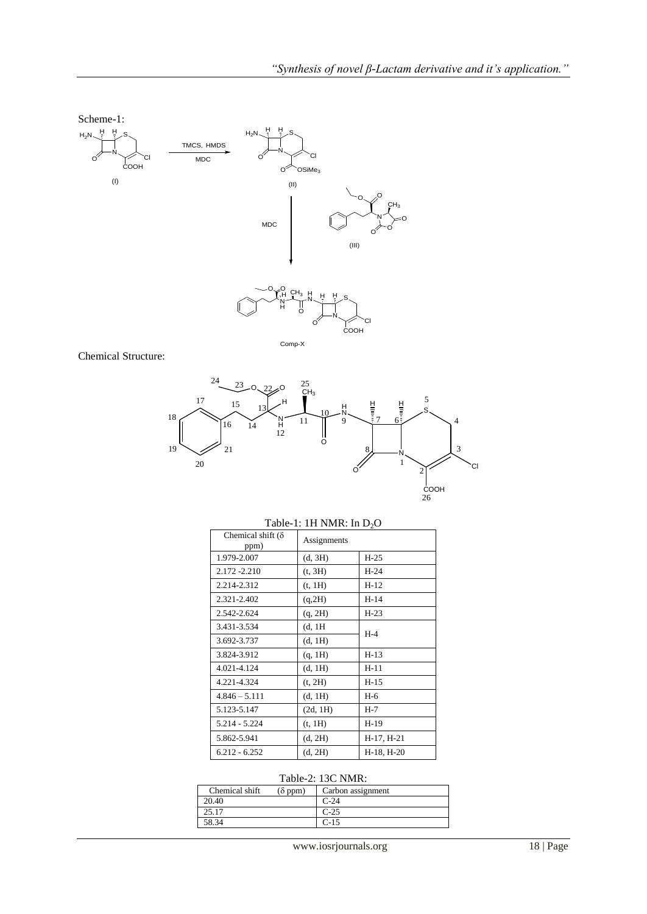Scheme-1:

Chemical Structure:

Table-1: 1H NMR: In $D_2O$

| Chemical shift (δ ppm) | Assignments | |
|---|---|---|
| 1.979-2.007 | (d, 3H) | H-25 |
| 2.172 -2.210 | (t, 3H) | H-24 |
| 2.214-2.312 | (t, 1H) | H-12 |
| 2.321-2.402 | (q,2H) | H-14 |
| 2.542-2.624 | (q, 2H) | H-23 |
| 3.431-3.534 | (d, 1H | H-4 |
| 3.692-3.737 | (d, 1H) | |
| 3.824-3.912 | (q, 1H) | H-13 |
| 4.021-4.124 | (d, 1H) | H-11 |
| 4.221-4.324 | (t, 2H) | H-15 |
| 4.846 – 5.111 | (d, 1H) | H-6 |
| 5.123-5.147 | (2d, 1H) | H-7 |
| 5.214 - 5.224 | (t, 1H) | H-19 |
| 5.862-5.941 | (d, 2H) | H-17, H-21 |
| 6.212 - 6.252 | (d, 2H) | H-18, H-20 |

Table-2: 13C NMR:

| Chemical shift (δ ppm) | Carbon assignment |
|---|---|
| 20.40 | C-24 |
| 25.17 | C-25 |
| 58.34 | C-15 |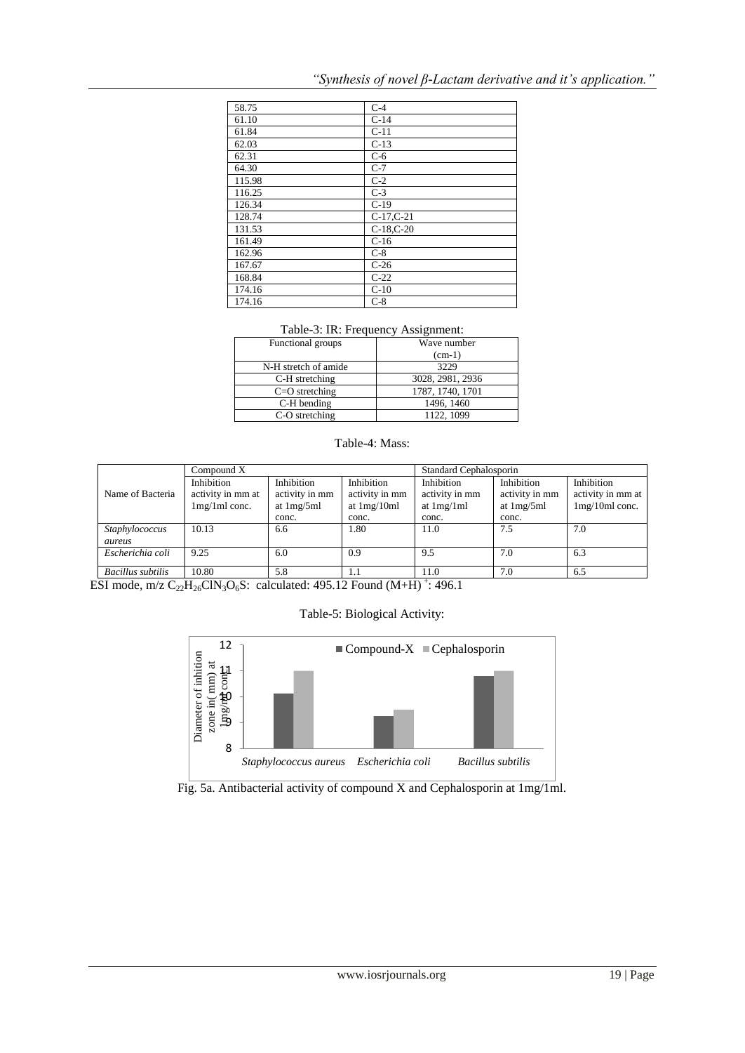| 58.75 | C-4 |
|---|---|
| 61.10 | C-14 |
| 61.84 | C-11 |
| 62.03 | C-13 |
| 62.31 | C-6 |
| 64.30 | C-7 |
| 115.98 | C-2 |
| 116.25 | C-3 |
| 126.34 | C-19 |
| 128.74 | C-17,C-21 |
| 131.53 | C-18,C-20 |
| 161.49 | C-16 |
| 162.96 | C-8 |
| 167.67 | C-26 |
| 168.84 | C-22 |
| 174.16 | C-10 |
| 174.16 | C-8 |

Table-3: IR: Frequency Assignment:

| Functional groups | Wave number (cm-1) |
|---|---|
| N-H stretch of amide | 3229 |
| C-H stretching | 3028, 2981, 2936 |
| C=O stretching | 1787, 1740, 1701 |
| C-H bending | 1496, 1460 |
| C-O stretching | 1122, 1099 |

Table-4: Mass:

| Name of Bacteria | Compound X | | | Standard Cephalosporin | | |
|---|---|---|---|---|---|---|
| | Inhibition activity in mm at 1mg/1ml conc. | Inhibition activity in mm at 1mg/5ml conc. | Inhibition activity in mm at 1mg/10ml conc. | Inhibition activity in mm at 1mg/1ml conc. | Inhibition activity in mm at 1mg/5ml conc. | Inhibition activity in mm at 1mg/10ml conc. |
| *Staphylococcus aureus* | 10.13 | 6.6 | 1.80 | 11.0 | 7.5 | 7.0 |
| *Escherichia coli* | 9.25 | 6.0 | 0.9 | 9.5 | 7.0 | 6.3 |
| *Bacillus subtilis* | 10.80 | 5.8 | 1.1 | 11.0 | 7.0 | 6.5 |

ESI mode, m/z $C_{22}H_{26}ClN_3O_6S$: calculated: 495.12 Found $(M+H)^+$: 496.1

Table-5: Biological Activity:

Fig. 5a. Antibacterial activity of compound X and Cephalosporin at 1mg/1ml.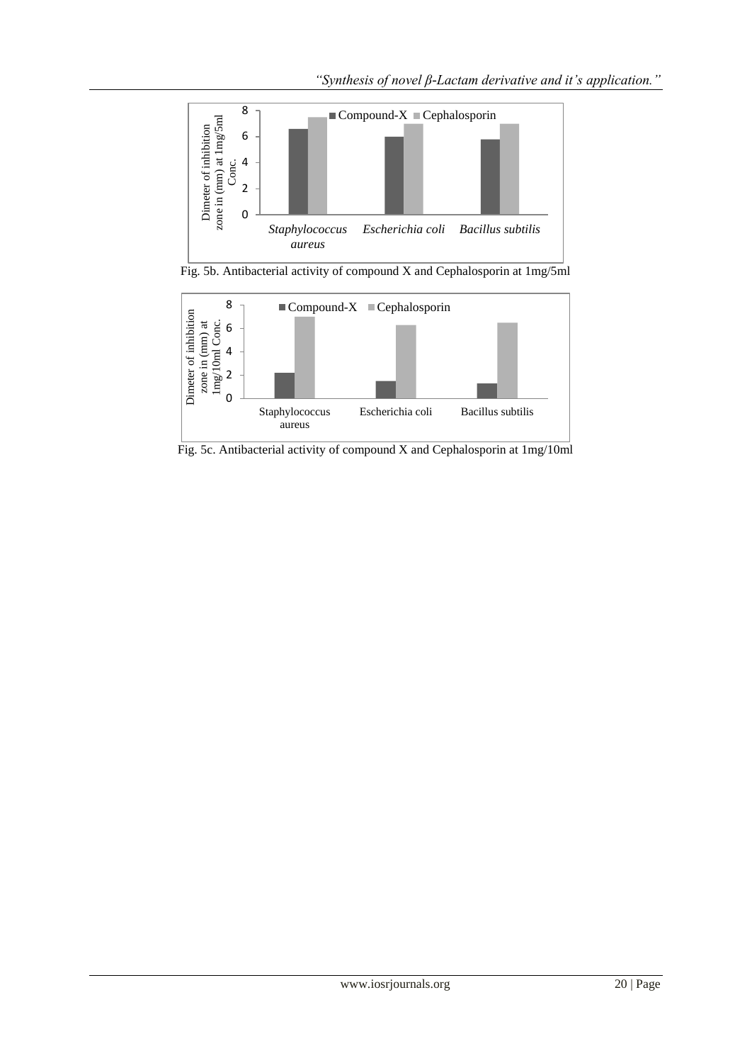8
6
4
2
0

Dimeter of inhibition zone in (mm) at 1mg/5ml Conc.

Compound-X Cephalosporin

*Staphylococcus aureus* *Escherichia coli* *Bacillus subtilis*

Fig. 5b. Antibacterial activity of compound X and Cephalosporin at 1mg/5ml

8
6
4
2
0

Dimeter of inhibition zone in (mm) at 1mg/10ml Conc.

Compound-X Cephalosporin

Staphylococcus aureus Escherichia coli Bacillus subtilis

Fig. 5c. Antibacterial activity of compound X and Cephalosporin at 1mg/10ml